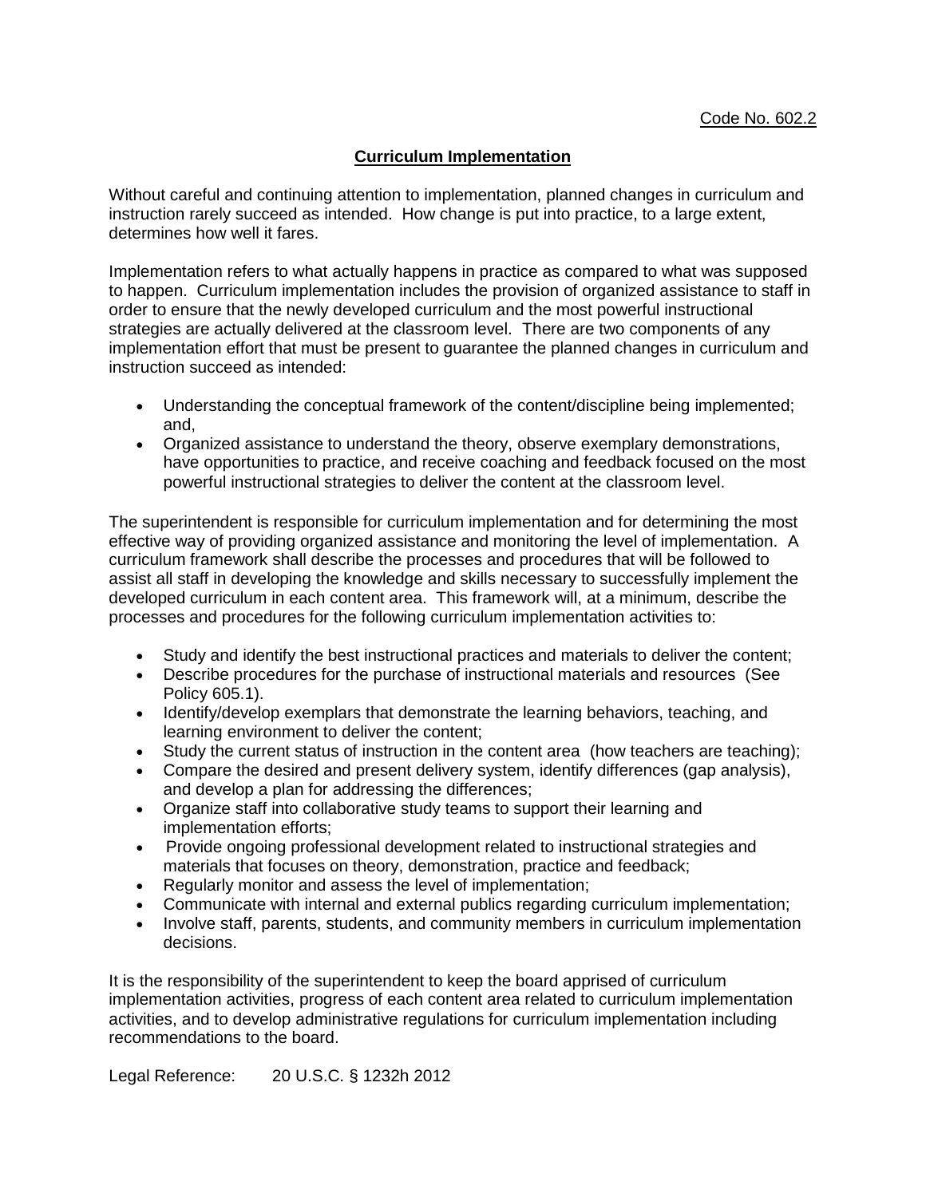Code No. 602.2

# Curriculum Implementation

Without careful and continuing attention to implementation, planned changes in curriculum and instruction rarely succeed as intended. How change is put into practice, to a large extent, determines how well it fares.

Implementation refers to what actually happens in practice as compared to what was supposed to happen. Curriculum implementation includes the provision of organized assistance to staff in order to ensure that the newly developed curriculum and the most powerful instructional strategies are actually delivered at the classroom level. There are two components of any implementation effort that must be present to guarantee the planned changes in curriculum and instruction succeed as intended:

- Understanding the conceptual framework of the content/discipline being implemented; and,
- Organized assistance to understand the theory, observe exemplary demonstrations, have opportunities to practice, and receive coaching and feedback focused on the most powerful instructional strategies to deliver the content at the classroom level.

The superintendent is responsible for curriculum implementation and for determining the most effective way of providing organized assistance and monitoring the level of implementation. A curriculum framework shall describe the processes and procedures that will be followed to assist all staff in developing the knowledge and skills necessary to successfully implement the developed curriculum in each content area. This framework will, at a minimum, describe the processes and procedures for the following curriculum implementation activities to:

- Study and identify the best instructional practices and materials to deliver the content;
- Describe procedures for the purchase of instructional materials and resources (See Policy 605.1).
- Identify/develop exemplars that demonstrate the learning behaviors, teaching, and learning environment to deliver the content;
- Study the current status of instruction in the content area (how teachers are teaching);
- Compare the desired and present delivery system, identify differences (gap analysis), and develop a plan for addressing the differences;
- Organize staff into collaborative study teams to support their learning and implementation efforts;
- Provide ongoing professional development related to instructional strategies and materials that focuses on theory, demonstration, practice and feedback;
- Regularly monitor and assess the level of implementation;
- Communicate with internal and external publics regarding curriculum implementation;
- Involve staff, parents, students, and community members in curriculum implementation decisions.

It is the responsibility of the superintendent to keep the board apprised of curriculum implementation activities, progress of each content area related to curriculum implementation activities, and to develop administrative regulations for curriculum implementation including recommendations to the board.

Legal Reference: 20 U.S.C. § 1232h 2012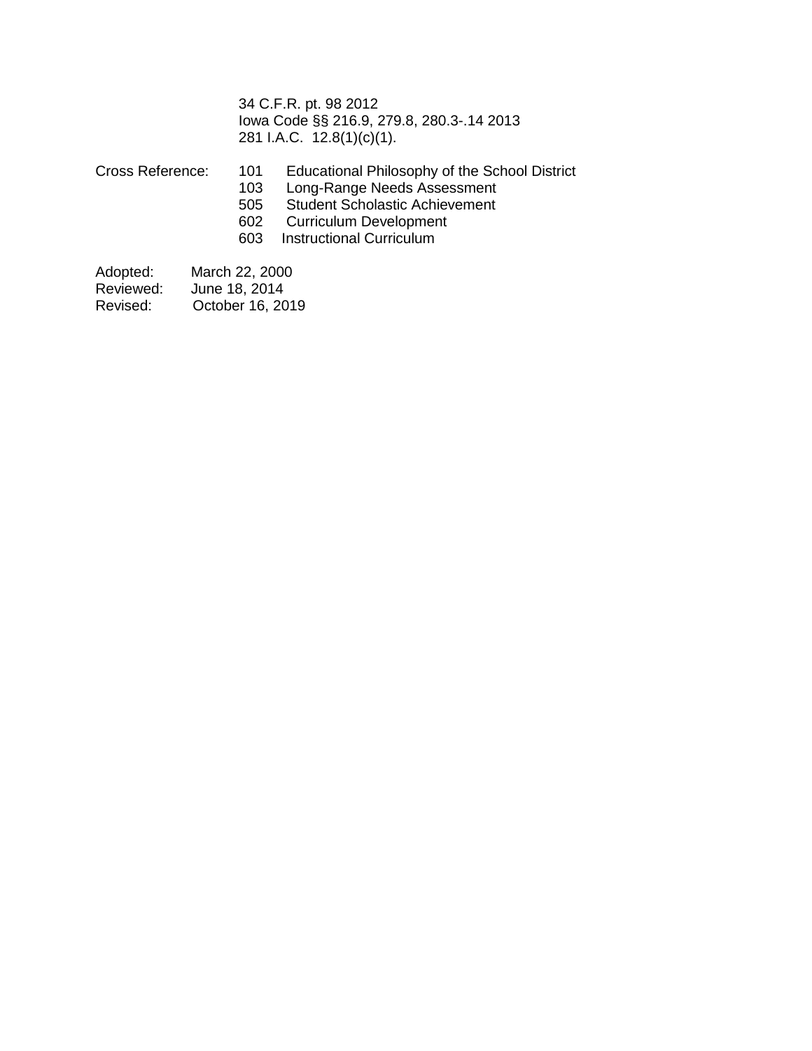34 C.F.R. pt. 98 2012
Iowa Code §§ 216.9, 279.8, 280.3-.14 2013
281 I.A.C. 12.8(1)(c)(1).

Cross Reference:
101 Educational Philosophy of the School District
103 Long-Range Needs Assessment
505 Student Scholastic Achievement
602 Curriculum Development
603 Instructional Curriculum

Adopted: March 22, 2000
Reviewed: June 18, 2014
Revised: October 16, 2019